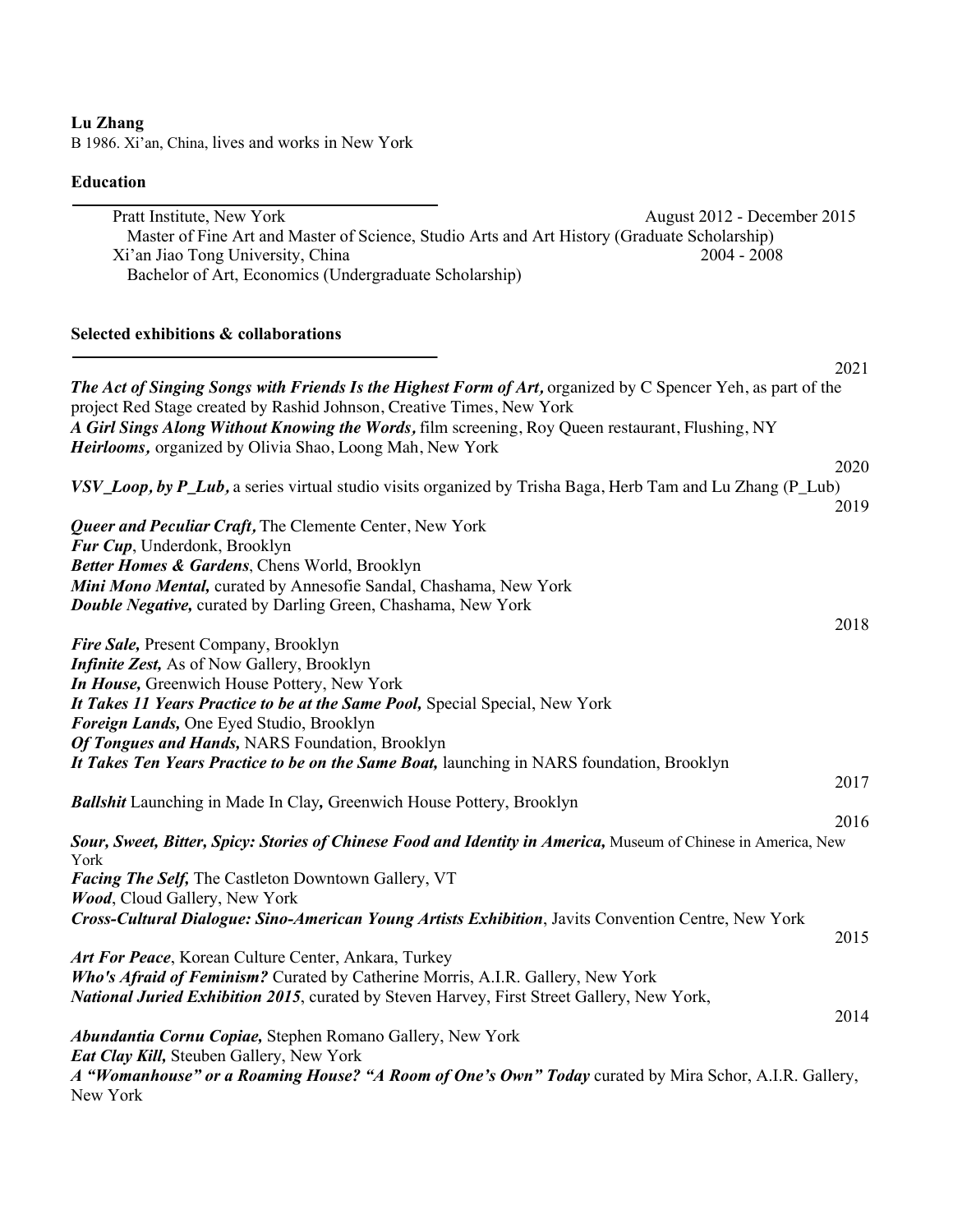**Lu Zhang**

B 1986. Xi'an, China, lives and works in New York

## Education

Pratt Institute, New York — August 2012 - December 2015
Master of Fine Art and Master of Science, Studio Arts and Art History (Graduate Scholarship)

Xi'an Jiao Tong University, China — 2004 - 2008
Bachelor of Art, Economics (Undergraduate Scholarship)

## Selected exhibitions & collaborations

**2021**

***The Act of Singing Songs with Friends Is the Highest Form of Art,*** organized by C Spencer Yeh, as part of the project Red Stage created by Rashid Johnson, Creative Times, New York
***A Girl Sings Along Without Knowing the Words,*** film screening, Roy Queen restaurant, Flushing, NY
***Heirlooms,*** organized by Olivia Shao, Loong Mah, New York

**2020**

***VSV_Loop, by P_Lub,*** a series virtual studio visits organized by Trisha Baga, Herb Tam and Lu Zhang (P_Lub)

**2019**

***Queer and Peculiar Craft,*** The Clemente Center, New York
***Fur Cup***, Underdonk, Brooklyn
***Better Homes & Gardens***, Chens World, Brooklyn
***Mini Mono Mental,*** curated by Annesofie Sandal, Chashama, New York
***Double Negative,*** curated by Darling Green, Chashama, New York

**2018**

***Fire Sale,*** Present Company, Brooklyn
***Infinite Zest,*** As of Now Gallery, Brooklyn
***In House,*** Greenwich House Pottery, New York
***It Takes 11 Years Practice to be at the Same Pool,*** Special Special, New York
***Foreign Lands,*** One Eyed Studio, Brooklyn
***Of Tongues and Hands,*** NARS Foundation, Brooklyn
***It Takes Ten Years Practice to be on the Same Boat,*** launching in NARS foundation, Brooklyn

**2017**

***Ballshit*** Launching in Made In Clay**,** Greenwich House Pottery, Brooklyn

**2016**

***Sour, Sweet, Bitter, Spicy: Stories of Chinese Food and Identity in America,*** Museum of Chinese in America, New York
***Facing The Self,*** The Castleton Downtown Gallery, VT
***Wood***, Cloud Gallery, New York
***Cross-Cultural Dialogue: Sino-American Young Artists Exhibition***, Javits Convention Centre, New York

**2015**

***Art For Peace***, Korean Culture Center, Ankara, Turkey
***Who's Afraid of Feminism?*** Curated by Catherine Morris, A.I.R. Gallery, New York
***National Juried Exhibition 2015***, curated by Steven Harvey, First Street Gallery, New York,

**2014**

***Abundantia Cornu Copiae,*** Stephen Romano Gallery, New York
***Eat Clay Kill,*** Steuben Gallery, New York
***A "Womanhouse" or a Roaming House? "A Room of One's Own" Today*** curated by Mira Schor, A.I.R. Gallery, New York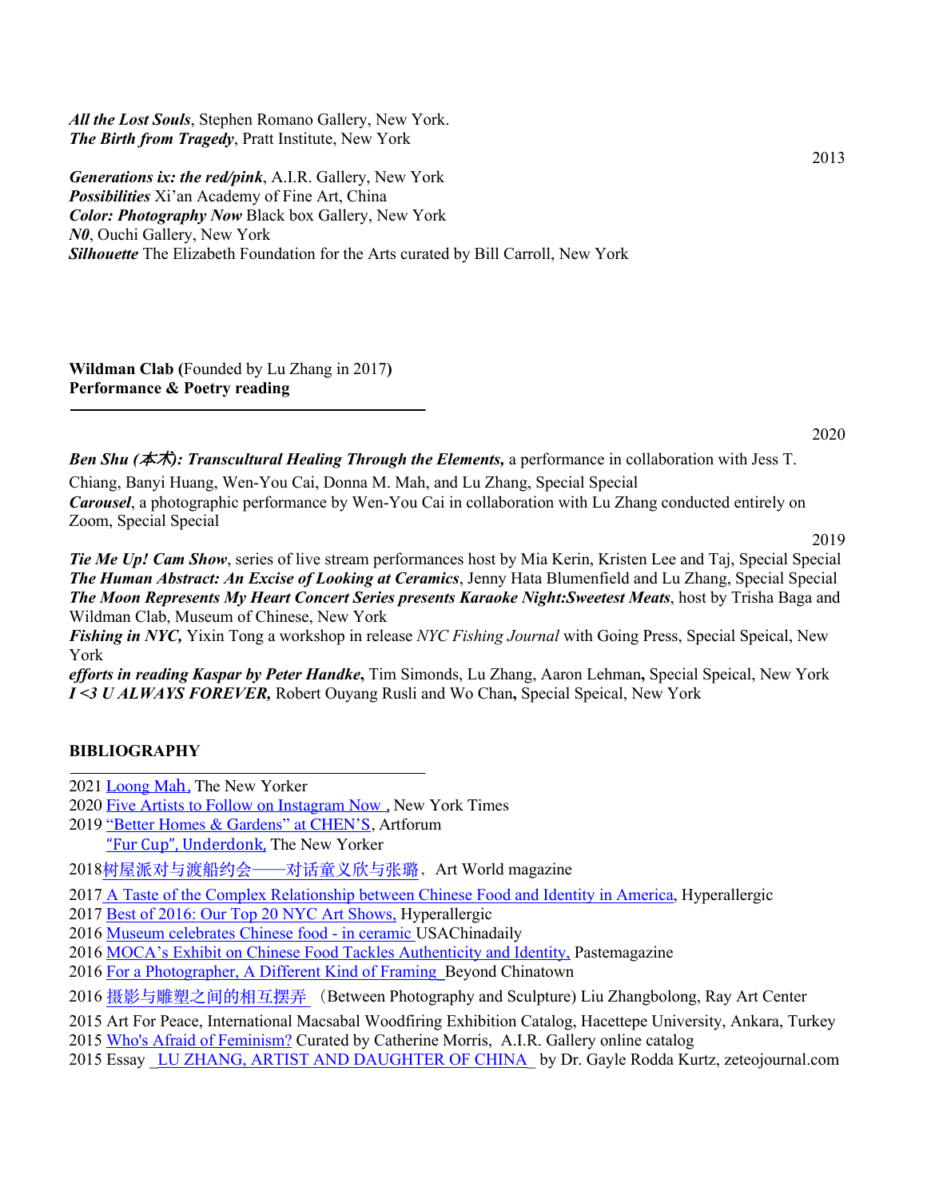***All the Lost Souls***, Stephen Romano Gallery, New York.
***The Birth from Tragedy***, Pratt Institute, New York

2013

***Generations ix: the red/pink***, A.I.R. Gallery, New York
***Possibilities*** Xi'an Academy of Fine Art, China
***Color: Photography Now*** Black box Gallery, New York
***N0***, Ouchi Gallery, New York
***Silhouette*** The Elizabeth Foundation for the Arts curated by Bill Carroll, New York

**Wildman Clab (**Founded by Lu Zhang in 2017**)**
**Performance & Poetry reading**

2020

***Ben Shu (本术): Transcultural Healing Through the Elements,*** a performance in collaboration with Jess T. Chiang, Banyi Huang, Wen-You Cai, Donna M. Mah, and Lu Zhang, Special Special
***Carousel***, a photographic performance by Wen-You Cai in collaboration with Lu Zhang conducted entirely on Zoom, Special Special

2019

***Tie Me Up! Cam Show***, series of live stream performances host by Mia Kerin, Kristen Lee and Taj, Special Special
***The Human Abstract: An Excise of Looking at Ceramics***, Jenny Hata Blumenfield and Lu Zhang, Special Special
***The Moon Represents My Heart Concert Series presents Karaoke Night:Sweetest Meats***, host by Trisha Baga and Wildman Clab, Museum of Chinese, New York
***Fishing in NYC,*** Yixin Tong a workshop in release *NYC Fishing Journal* with Going Press, Special Speical, New York
***efforts in reading Kaspar by Peter Handke*****,** Tim Simonds, Lu Zhang, Aaron Lehman**,** Special Speical, New York
***I <3 U ALWAYS FOREVER,*** Robert Ouyang Rusli and Wo Chan**,** Special Speical, New York

**BIBLIOGRAPHY**

2021 Loong Mah, The New Yorker
2020 Five Artists to Follow on Instagram Now , New York Times
2019 "Better Homes & Gardens" at CHEN'S, Artforum
"Fur Cup", Underdonk, The New Yorker
2018树屋派对与渡船约会——对话童义欣与张璐，Art World magazine
2017 A Taste of the Complex Relationship between Chinese Food and Identity in America, Hyperallergic
2017 Best of 2016: Our Top 20 NYC Art Shows, Hyperallergic
2016 Museum celebrates Chinese food - in ceramic USAChinadaily
2016 MOCA's Exhibit on Chinese Food Tackles Authenticity and Identity, Pastemagazine
2016 For a Photographer, A Different Kind of Framing Beyond Chinatown
2016 摄影与雕塑之间的相互摆弄 （Between Photography and Sculpture) Liu Zhangbolong, Ray Art Center
2015 Art For Peace, International Macsabal Woodfiring Exhibition Catalog, Hacettepe University, Ankara, Turkey
2015 Who's Afraid of Feminism? Curated by Catherine Morris, A.I.R. Gallery online catalog
2015 Essay LU ZHANG, ARTIST AND DAUGHTER OF CHINA by Dr. Gayle Rodda Kurtz, zeteojournal.com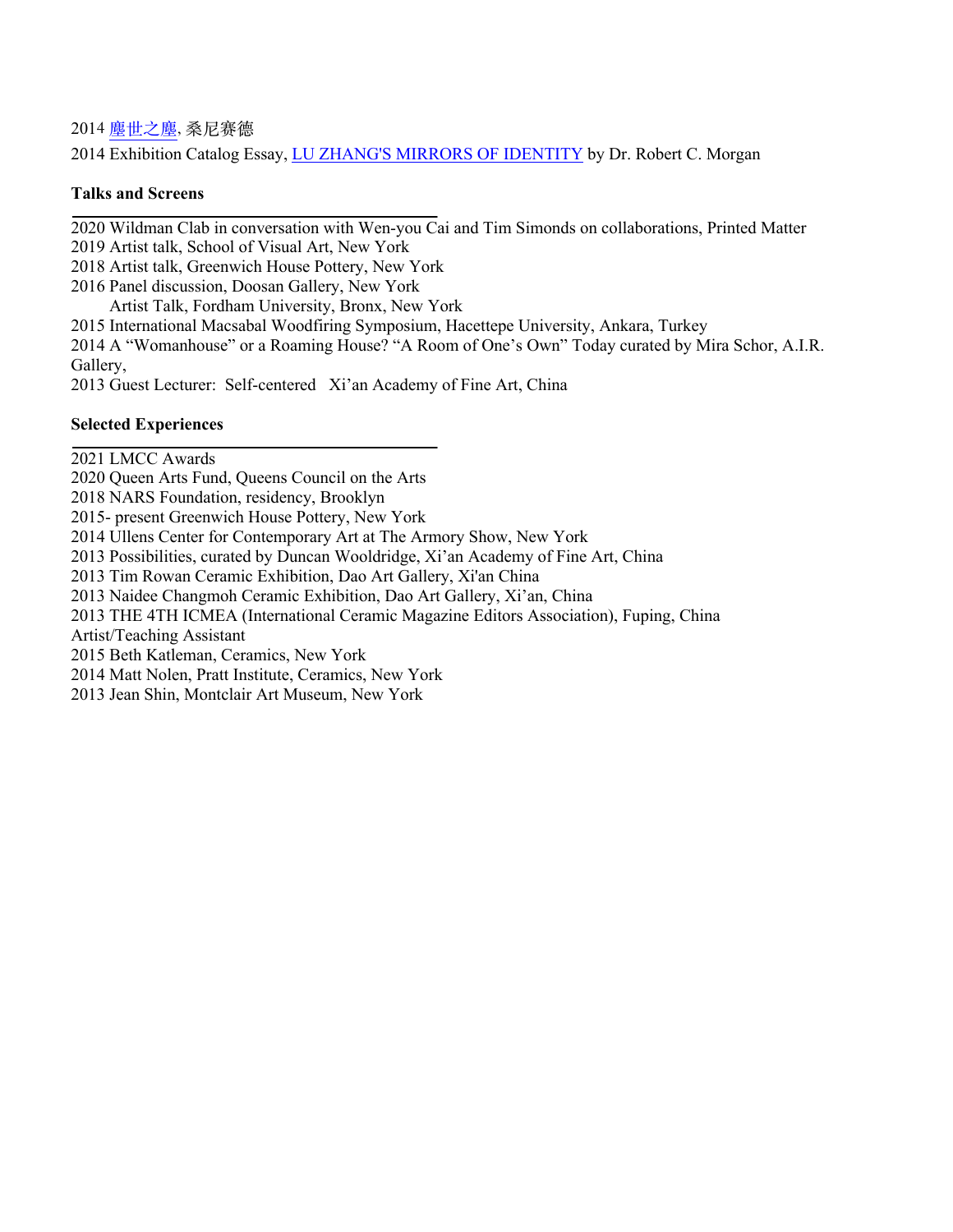2014 塵世之塵, 桑尼賽德

2014 Exhibition Catalog Essay, LU ZHANG'S MIRRORS OF IDENTITY by Dr. Robert C. Morgan

**Talks and Screens**

2020 Wildman Clab in conversation with Wen-you Cai and Tim Simonds on collaborations, Printed Matter
2019 Artist talk, School of Visual Art, New York
2018 Artist talk, Greenwich House Pottery, New York
2016 Panel discussion, Doosan Gallery, New York
Artist Talk, Fordham University, Bronx, New York
2015 International Macsabal Woodfiring Symposium, Hacettepe University, Ankara, Turkey
2014 A "Womanhouse" or a Roaming House? "A Room of One's Own" Today curated by Mira Schor, A.I.R. Gallery,
2013 Guest Lecturer: Self-centered Xi'an Academy of Fine Art, China

**Selected Experiences**

2021 LMCC Awards
2020 Queen Arts Fund, Queens Council on the Arts
2018 NARS Foundation, residency, Brooklyn
2015- present Greenwich House Pottery, New York
2014 Ullens Center for Contemporary Art at The Armory Show, New York
2013 Possibilities, curated by Duncan Wooldridge, Xi'an Academy of Fine Art, China
2013 Tim Rowan Ceramic Exhibition, Dao Art Gallery, Xi'an China
2013 Naidee Changmoh Ceramic Exhibition, Dao Art Gallery, Xi'an, China
2013 THE 4TH ICMEA (International Ceramic Magazine Editors Association), Fuping, China
Artist/Teaching Assistant
2015 Beth Katleman, Ceramics, New York
2014 Matt Nolen, Pratt Institute, Ceramics, New York
2013 Jean Shin, Montclair Art Museum, New York